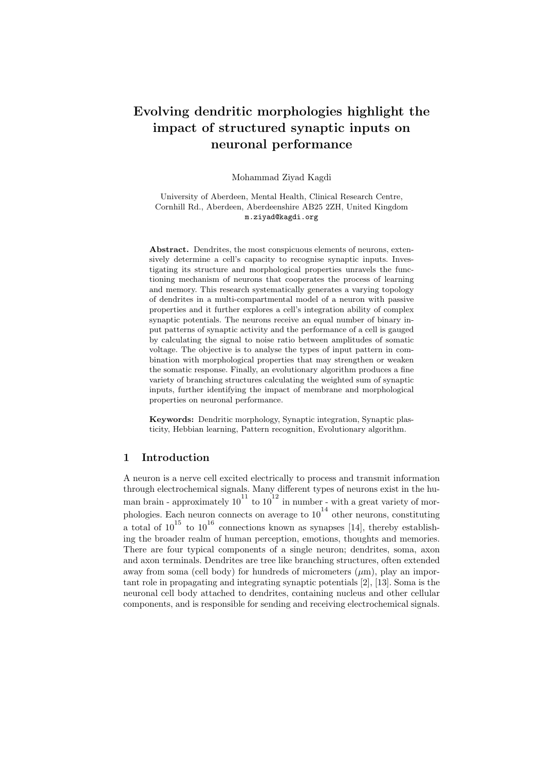# Evolving dendritic morphologies highlight the impact of structured synaptic inputs on neuronal performance

Mohammad Ziyad Kagdi

University of Aberdeen, Mental Health, Clinical Research Centre,
Cornhill Rd., Aberdeen, Aberdeenshire AB25 2ZH, United Kingdom
m.ziyad@kagdi.org

**Abstract.** Dendrites, the most conspicuous elements of neurons, extensively determine a cell's capacity to recognise synaptic inputs. Investigating its structure and morphological properties unravels the functioning mechanism of neurons that cooperates the process of learning and memory. This research systematically generates a varying topology of dendrites in a multi-compartmental model of a neuron with passive properties and it further explores a cell's integration ability of complex synaptic potentials. The neurons receive an equal number of binary input patterns of synaptic activity and the performance of a cell is gauged by calculating the signal to noise ratio between amplitudes of somatic voltage. The objective is to analyse the types of input pattern in combination with morphological properties that may strengthen or weaken the somatic response. Finally, an evolutionary algorithm produces a fine variety of branching structures calculating the weighted sum of synaptic inputs, further identifying the impact of membrane and morphological properties on neuronal performance.

**Keywords:** Dendritic morphology, Synaptic integration, Synaptic plasticity, Hebbian learning, Pattern recognition, Evolutionary algorithm.

## 1 Introduction

A neuron is a nerve cell excited electrically to process and transmit information through electrochemical signals. Many different types of neurons exist in the human brain - approximately $10^{11}$ to $10^{12}$ in number - with a great variety of morphologies. Each neuron connects on average to $10^{14}$ other neurons, constituting a total of $10^{15}$ to $10^{16}$ connections known as synapses [14], thereby establishing the broader realm of human perception, emotions, thoughts and memories. There are four typical components of a single neuron; dendrites, soma, axon and axon terminals. Dendrites are tree like branching structures, often extended away from soma (cell body) for hundreds of micrometers ($\mu$m), play an important role in propagating and integrating synaptic potentials [2], [13]. Soma is the neuronal cell body attached to dendrites, containing nucleus and other cellular components, and is responsible for sending and receiving electrochemical signals.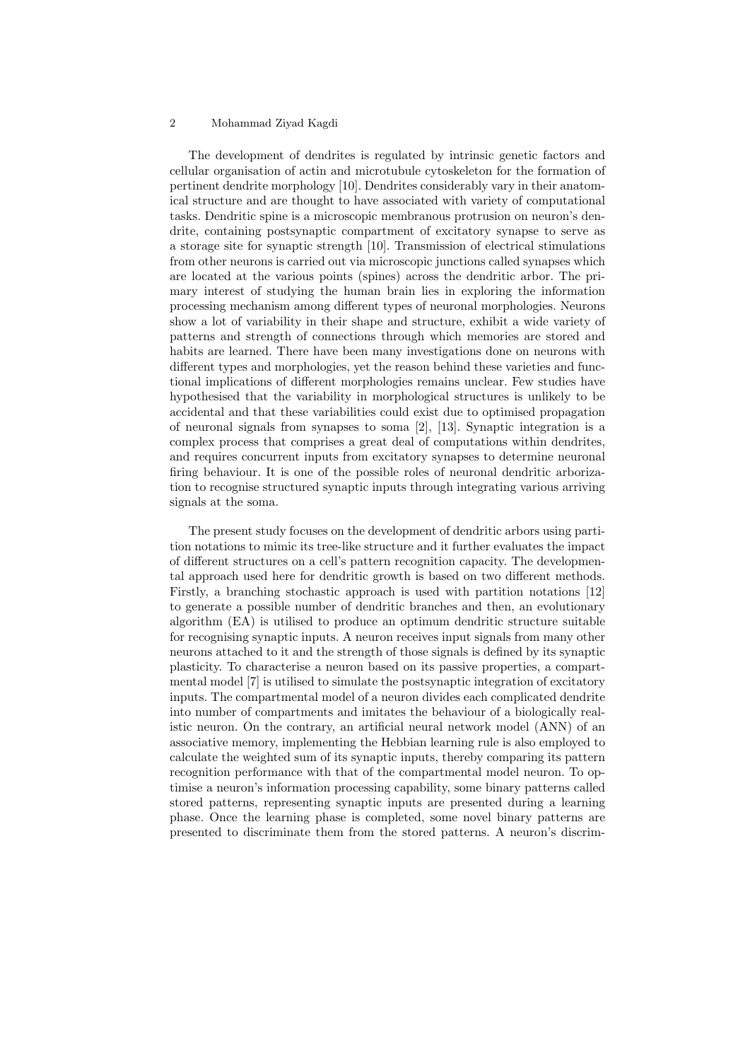The development of dendrites is regulated by intrinsic genetic factors and cellular organisation of actin and microtubule cytoskeleton for the formation of pertinent dendrite morphology [10]. Dendrites considerably vary in their anatomical structure and are thought to have associated with variety of computational tasks. Dendritic spine is a microscopic membranous protrusion on neuron's dendrite, containing postsynaptic compartment of excitatory synapse to serve as a storage site for synaptic strength [10]. Transmission of electrical stimulations from other neurons is carried out via microscopic junctions called synapses which are located at the various points (spines) across the dendritic arbor. The primary interest of studying the human brain lies in exploring the information processing mechanism among different types of neuronal morphologies. Neurons show a lot of variability in their shape and structure, exhibit a wide variety of patterns and strength of connections through which memories are stored and habits are learned. There have been many investigations done on neurons with different types and morphologies, yet the reason behind these varieties and functional implications of different morphologies remains unclear. Few studies have hypothesised that the variability in morphological structures is unlikely to be accidental and that these variabilities could exist due to optimised propagation of neuronal signals from synapses to soma [2], [13]. Synaptic integration is a complex process that comprises a great deal of computations within dendrites, and requires concurrent inputs from excitatory synapses to determine neuronal firing behaviour. It is one of the possible roles of neuronal dendritic arborization to recognise structured synaptic inputs through integrating various arriving signals at the soma.

The present study focuses on the development of dendritic arbors using partition notations to mimic its tree-like structure and it further evaluates the impact of different structures on a cell's pattern recognition capacity. The developmental approach used here for dendritic growth is based on two different methods. Firstly, a branching stochastic approach is used with partition notations [12] to generate a possible number of dendritic branches and then, an evolutionary algorithm (EA) is utilised to produce an optimum dendritic structure suitable for recognising synaptic inputs. A neuron receives input signals from many other neurons attached to it and the strength of those signals is defined by its synaptic plasticity. To characterise a neuron based on its passive properties, a compartmental model [7] is utilised to simulate the postsynaptic integration of excitatory inputs. The compartmental model of a neuron divides each complicated dendrite into number of compartments and imitates the behaviour of a biologically realistic neuron. On the contrary, an artificial neural network model (ANN) of an associative memory, implementing the Hebbian learning rule is also employed to calculate the weighted sum of its synaptic inputs, thereby comparing its pattern recognition performance with that of the compartmental model neuron. To optimise a neuron's information processing capability, some binary patterns called stored patterns, representing synaptic inputs are presented during a learning phase. Once the learning phase is completed, some novel binary patterns are presented to discriminate them from the stored patterns. A neuron's discrim-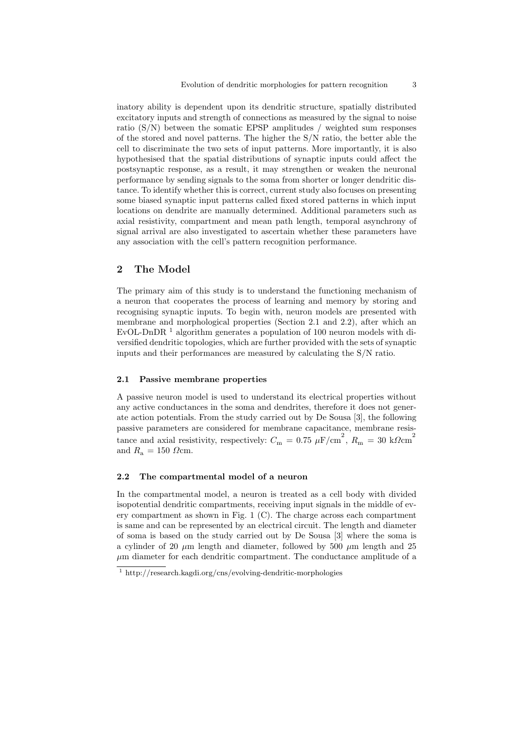inatory ability is dependent upon its dendritic structure, spatially distributed excitatory inputs and strength of connections as measured by the signal to noise ratio (S/N) between the somatic EPSP amplitudes / weighted sum responses of the stored and novel patterns. The higher the S/N ratio, the better able the cell to discriminate the two sets of input patterns. More importantly, it is also hypothesised that the spatial distributions of synaptic inputs could affect the postsynaptic response, as a result, it may strengthen or weaken the neuronal performance by sending signals to the soma from shorter or longer dendritic distance. To identify whether this is correct, current study also focuses on presenting some biased synaptic input patterns called fixed stored patterns in which input locations on dendrite are manually determined. Additional parameters such as axial resistivity, compartment and mean path length, temporal asynchrony of signal arrival are also investigated to ascertain whether these parameters have any association with the cell's pattern recognition performance.

## 2 The Model

The primary aim of this study is to understand the functioning mechanism of a neuron that cooperates the process of learning and memory by storing and recognising synaptic inputs. To begin with, neuron models are presented with membrane and morphological properties (Section 2.1 and 2.2), after which an EvOL-DnDR [1] algorithm generates a population of 100 neuron models with diversified dendritic topologies, which are further provided with the sets of synaptic inputs and their performances are measured by calculating the S/N ratio.

### 2.1 Passive membrane properties

A passive neuron model is used to understand its electrical properties without any active conductances in the soma and dendrites, therefore it does not generate action potentials. From the study carried out by De Sousa [3], the following passive parameters are considered for membrane capacitance, membrane resistance and axial resistivity, respectively: $C_{\mathrm{m}} = 0.75\ \mu\mathrm{F/cm}^2$, $R_{\mathrm{m}} = 30\ \mathrm{k}\Omega\mathrm{cm}^2$ and $R_{\mathrm{a}} = 150\ \Omega\mathrm{cm}$.

### 2.2 The compartmental model of a neuron

In the compartmental model, a neuron is treated as a cell body with divided isopotential dendritic compartments, receiving input signals in the middle of every compartment as shown in Fig. 1 (C). The charge across each compartment is same and can be represented by an electrical circuit. The length and diameter of soma is based on the study carried out by De Sousa [3] where the soma is a cylinder of 20 $\mu$m length and diameter, followed by 500 $\mu$m length and 25 $\mu$m diameter for each dendritic compartment. The conductance amplitude of a

[1] http://research.kagdi.org/cns/evolving-dendritic-morphologies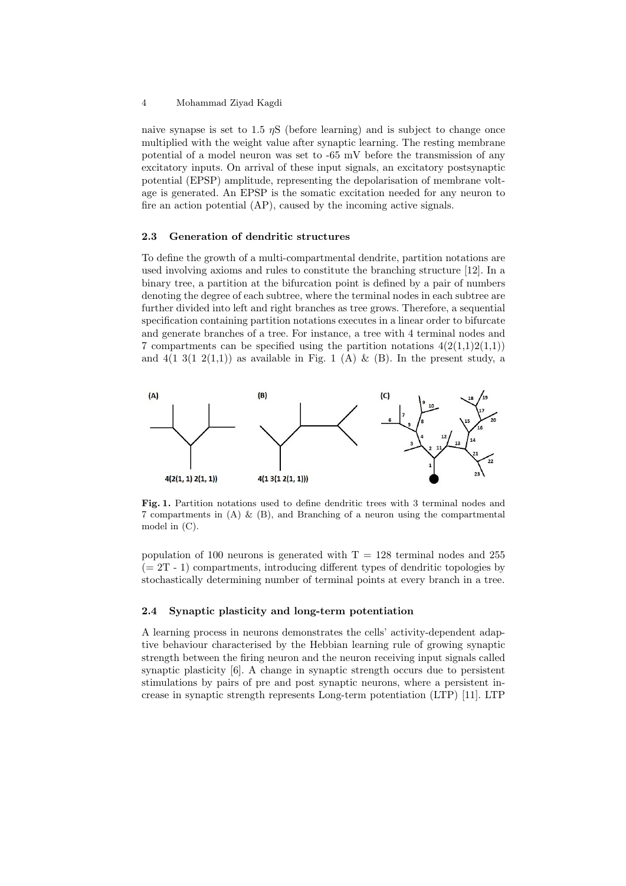naive synapse is set to 1.5 $\eta$S (before learning) and is subject to change once multiplied with the weight value after synaptic learning. The resting membrane potential of a model neuron was set to -65 mV before the transmission of any excitatory inputs. On arrival of these input signals, an excitatory postsynaptic potential (EPSP) amplitude, representing the depolarisation of membrane voltage is generated. An EPSP is the somatic excitation needed for any neuron to fire an action potential (AP), caused by the incoming active signals.

### 2.3 Generation of dendritic structures

To define the growth of a multi-compartmental dendrite, partition notations are used involving axioms and rules to constitute the branching structure [12]. In a binary tree, a partition at the bifurcation point is defined by a pair of numbers denoting the degree of each subtree, where the terminal nodes in each subtree are further divided into left and right branches as tree grows. Therefore, a sequential specification containing partition notations executes in a linear order to bifurcate and generate branches of a tree. For instance, a tree with 4 terminal nodes and 7 compartments can be specified using the partition notations 4(2(1,1)2(1,1)) and 4(1 3(1 2(1,1)) as available in Fig. 1 (A) & (B). In the present study, a

(A)

4(2(1, 1) 2(1, 1))

(B)

4(1 3(1 2(1, 1)))

(C)

1 2 3 4 5 6 7 8 9 10 11 12 13 14 15 16 17 18 19 20 21 22 23

**Fig. 1.** Partition notations used to define dendritic trees with 3 terminal nodes and 7 compartments in (A) & (B), and Branching of a neuron using the compartmental model in (C).

population of 100 neurons is generated with T = 128 terminal nodes and 255 (= 2T - 1) compartments, introducing different types of dendritic topologies by stochastically determining number of terminal points at every branch in a tree.

### 2.4 Synaptic plasticity and long-term potentiation

A learning process in neurons demonstrates the cells' activity-dependent adaptive behaviour characterised by the Hebbian learning rule of growing synaptic strength between the firing neuron and the neuron receiving input signals called synaptic plasticity [6]. A change in synaptic strength occurs due to persistent stimulations by pairs of pre and post synaptic neurons, where a persistent increase in synaptic strength represents Long-term potentiation (LTP) [11]. LTP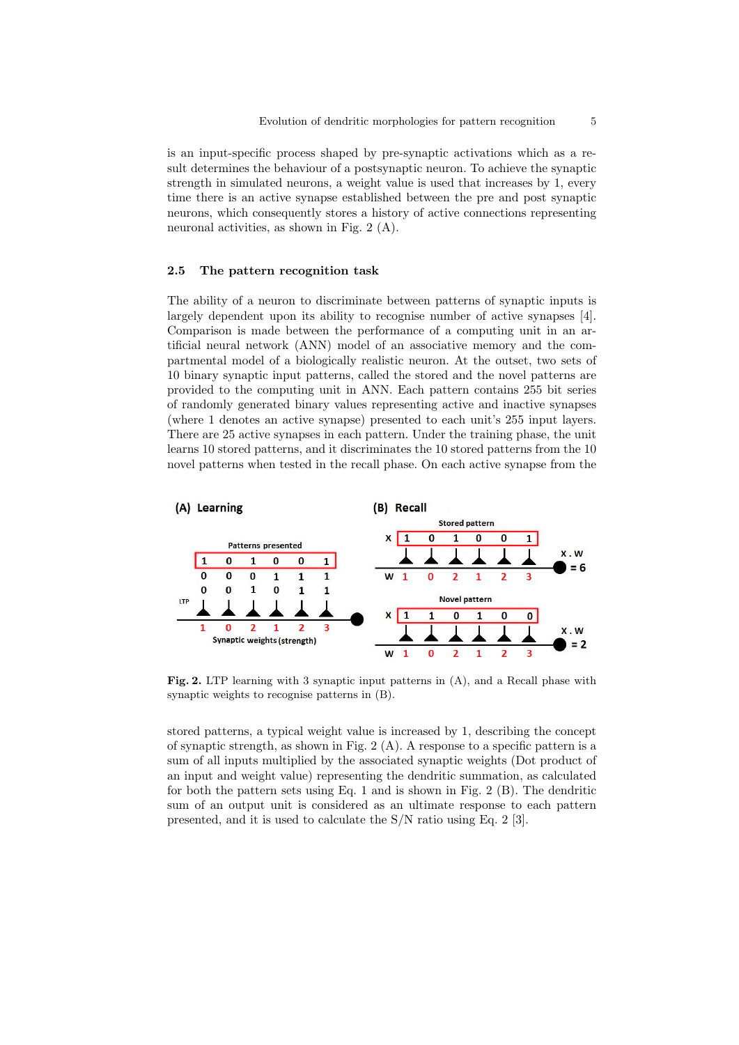is an input-specific process shaped by pre-synaptic activations which as a result determines the behaviour of a postsynaptic neuron. To achieve the synaptic strength in simulated neurons, a weight value is used that increases by 1, every time there is an active synapse established between the pre and post synaptic neurons, which consequently stores a history of active connections representing neuronal activities, as shown in Fig. 2 (A).

### 2.5 The pattern recognition task

The ability of a neuron to discriminate between patterns of synaptic inputs is largely dependent upon its ability to recognise number of active synapses [4]. Comparison is made between the performance of a computing unit in an artificial neural network (ANN) model of an associative memory and the compartmental model of a biologically realistic neuron. At the outset, two sets of 10 binary synaptic input patterns, called the stored and the novel patterns are provided to the computing unit in ANN. Each pattern contains 255 bit series of randomly generated binary values representing active and inactive synapses (where 1 denotes an active synapse) presented to each unit's 255 input layers. There are 25 active synapses in each pattern. Under the training phase, the unit learns 10 stored patterns, and it discriminates the 10 stored patterns from the 10 novel patterns when tested in the recall phase. On each active synapse from the

(A) Learning

Patterns presented

1 0 1 0 0 1

0 0 0 1 1 1

0 0 1 0 1 1

LTP

1 0 2 1 2 3

Synaptic weights (strength)

(B) Recall

Stored pattern

X 1 0 1 0 0 1

W 1 0 2 1 2 3

X . W = 6

Novel pattern

X 1 1 0 1 0 0

W 1 0 2 1 2 3

X . W = 2

**Fig. 2.** LTP learning with 3 synaptic input patterns in (A), and a Recall phase with synaptic weights to recognise patterns in (B).

stored patterns, a typical weight value is increased by 1, describing the concept of synaptic strength, as shown in Fig. 2 (A). A response to a specific pattern is a sum of all inputs multiplied by the associated synaptic weights (Dot product of an input and weight value) representing the dendritic summation, as calculated for both the pattern sets using Eq. 1 and is shown in Fig. 2 (B). The dendritic sum of an output unit is considered as an ultimate response to each pattern presented, and it is used to calculate the S/N ratio using Eq. 2 [3].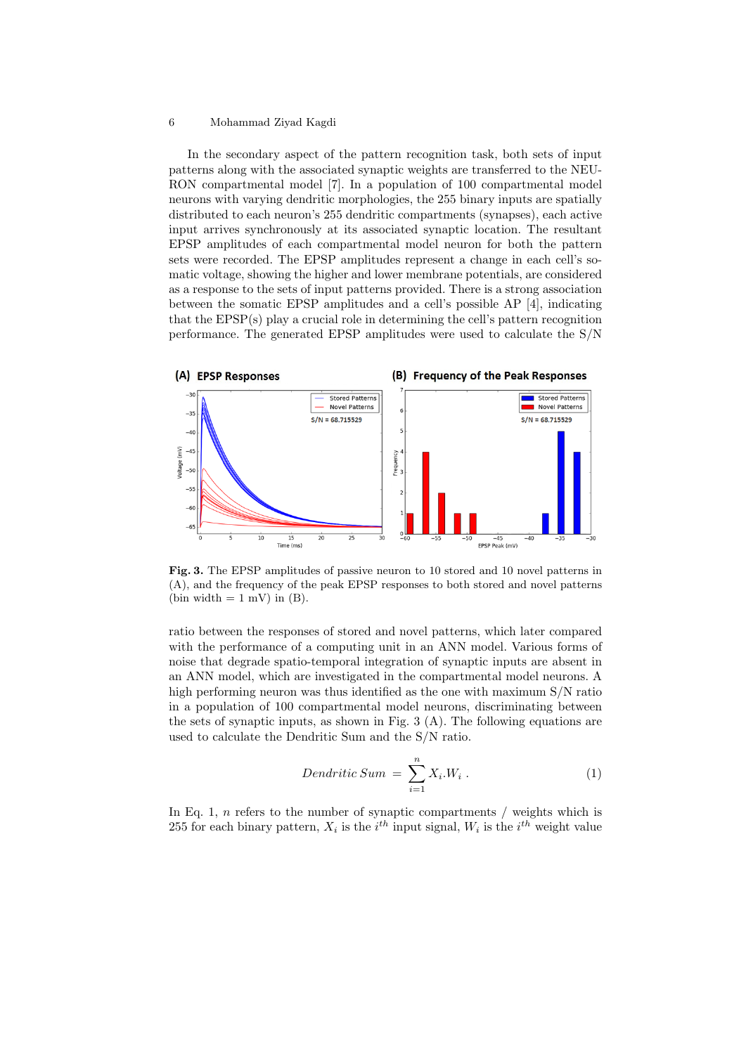In the secondary aspect of the pattern recognition task, both sets of input patterns along with the associated synaptic weights are transferred to the NEURON compartmental model [7]. In a population of 100 compartmental model neurons with varying dendritic morphologies, the 255 binary inputs are spatially distributed to each neuron's 255 dendritic compartments (synapses), each active input arrives synchronously at its associated synaptic location. The resultant EPSP amplitudes of each compartmental model neuron for both the pattern sets were recorded. The EPSP amplitudes represent a change in each cell's somatic voltage, showing the higher and lower membrane potentials, are considered as a response to the sets of input patterns provided. There is a strong association between the somatic EPSP amplitudes and a cell's possible AP [4], indicating that the EPSP(s) play a crucial role in determining the cell's pattern recognition performance. The generated EPSP amplitudes were used to calculate the S/N

(A) EPSP Responses

Stored Patterns
Novel Patterns
S/N = 68.715529

Voltage (mV)
-30
-35
-40
-45
-50
-55
-60
-65

Time (ms)
0
5
10
15
20
25
30

(B) Frequency of the Peak Responses

Stored Patterns
Novel Patterns
S/N = 68.715529

Frequency
0
1
2
3
4
5
6
7

EPSP Peak (mV)
−60
−55
−50
−45
−40
−35
−30

**Fig. 3.** The EPSP amplitudes of passive neuron to 10 stored and 10 novel patterns in (A), and the frequency of the peak EPSP responses to both stored and novel patterns (bin width = 1 mV) in (B).

ratio between the responses of stored and novel patterns, which later compared with the performance of a computing unit in an ANN model. Various forms of noise that degrade spatio-temporal integration of synaptic inputs are absent in an ANN model, which are investigated in the compartmental model neurons. A high performing neuron was thus identified as the one with maximum S/N ratio in a population of 100 compartmental model neurons, discriminating between the sets of synaptic inputs, as shown in Fig. 3 (A). The following equations are used to calculate the Dendritic Sum and the S/N ratio.

$$Dendritic\ Sum\ = \sum_{i=1}^{n} X_i.W_i\ . \tag{1}$$

In Eq. 1, $n$ refers to the number of synaptic compartments / weights which is 255 for each binary pattern, $X_i$ is the $i^{th}$ input signal, $W_i$ is the $i^{th}$ weight value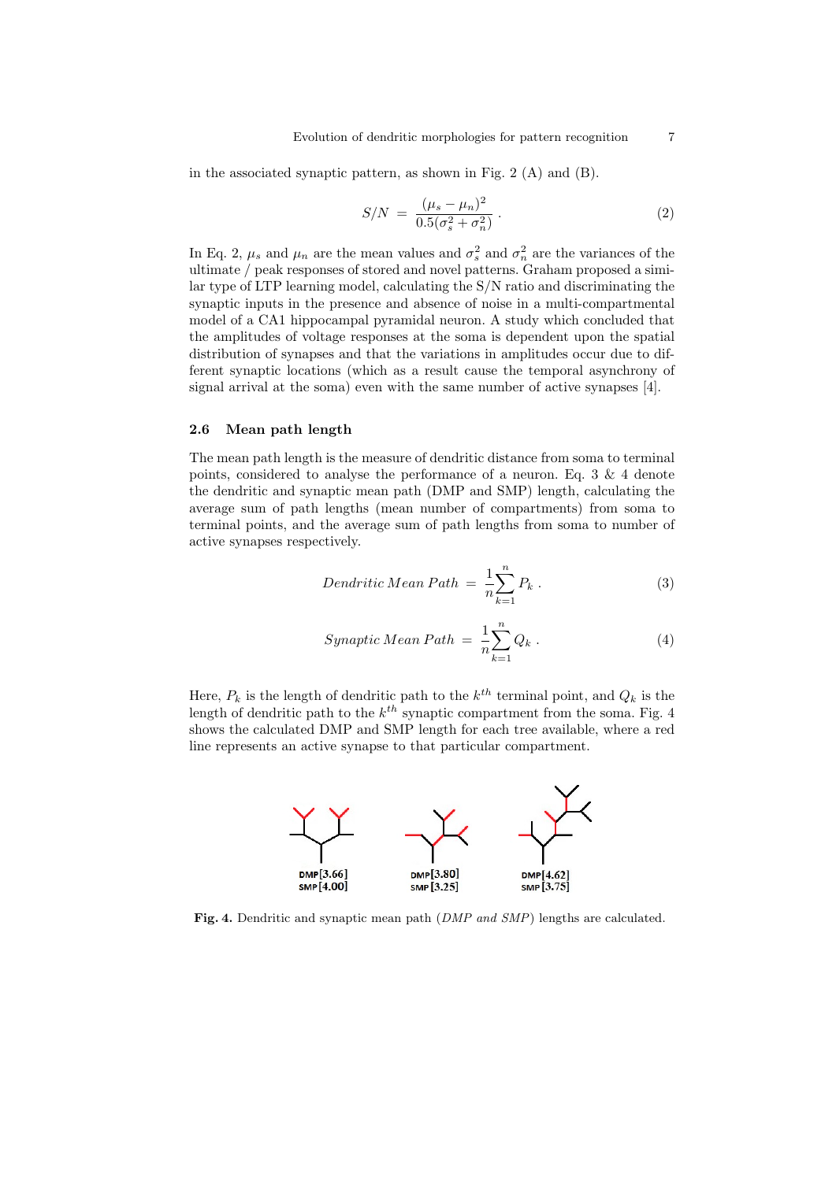in the associated synaptic pattern, as shown in Fig. 2 (A) and (B).

$$S/N = \frac{(\mu_s - \mu_n)^2}{0.5(\sigma_s^2 + \sigma_n^2)} . \tag{2}$$

In Eq. 2, $\mu_s$ and $\mu_n$ are the mean values and $\sigma_s^2$ and $\sigma_n^2$ are the variances of the ultimate / peak responses of stored and novel patterns. Graham proposed a similar type of LTP learning model, calculating the S/N ratio and discriminating the synaptic inputs in the presence and absence of noise in a multi-compartmental model of a CA1 hippocampal pyramidal neuron. A study which concluded that the amplitudes of voltage responses at the soma is dependent upon the spatial distribution of synapses and that the variations in amplitudes occur due to different synaptic locations (which as a result cause the temporal asynchrony of signal arrival at the soma) even with the same number of active synapses [4].

### 2.6 Mean path length

The mean path length is the measure of dendritic distance from soma to terminal points, considered to analyse the performance of a neuron. Eq. 3 & 4 denote the dendritic and synaptic mean path (DMP and SMP) length, calculating the average sum of path lengths (mean number of compartments) from soma to terminal points, and the average sum of path lengths from soma to number of active synapses respectively.

$$Dendritic\ Mean\ Path = \frac{1}{n}\sum_{k=1}^{n} P_k . \tag{3}$$

$$Synaptic\ Mean\ Path = \frac{1}{n}\sum_{k=1}^{n} Q_k . \tag{4}$$

Here, $P_k$ is the length of dendritic path to the $k^{th}$ terminal point, and $Q_k$ is the length of dendritic path to the $k^{th}$ synaptic compartment from the soma. Fig. 4 shows the calculated DMP and SMP length for each tree available, where a red line represents an active synapse to that particular compartment.

DMP[3.66]
SMP[4.00]

DMP[3.80]
SMP[3.25]

DMP[4.62]
SMP[3.75]

**Fig. 4.** Dendritic and synaptic mean path (*DMP and SMP*) lengths are calculated.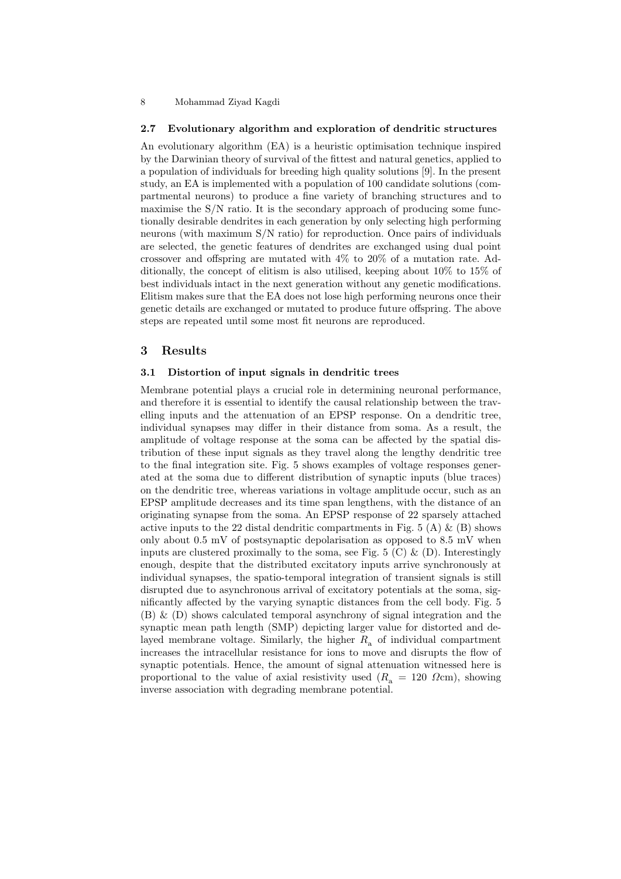### 2.7 Evolutionary algorithm and exploration of dendritic structures

An evolutionary algorithm (EA) is a heuristic optimisation technique inspired by the Darwinian theory of survival of the fittest and natural genetics, applied to a population of individuals for breeding high quality solutions [9]. In the present study, an EA is implemented with a population of 100 candidate solutions (compartmental neurons) to produce a fine variety of branching structures and to maximise the S/N ratio. It is the secondary approach of producing some functionally desirable dendrites in each generation by only selecting high performing neurons (with maximum S/N ratio) for reproduction. Once pairs of individuals are selected, the genetic features of dendrites are exchanged using dual point crossover and offspring are mutated with 4% to 20% of a mutation rate. Additionally, the concept of elitism is also utilised, keeping about 10% to 15% of best individuals intact in the next generation without any genetic modifications. Elitism makes sure that the EA does not lose high performing neurons once their genetic details are exchanged or mutated to produce future offspring. The above steps are repeated until some most fit neurons are reproduced.

## 3 Results

### 3.1 Distortion of input signals in dendritic trees

Membrane potential plays a crucial role in determining neuronal performance, and therefore it is essential to identify the causal relationship between the travelling inputs and the attenuation of an EPSP response. On a dendritic tree, individual synapses may differ in their distance from soma. As a result, the amplitude of voltage response at the soma can be affected by the spatial distribution of these input signals as they travel along the lengthy dendritic tree to the final integration site. Fig. 5 shows examples of voltage responses generated at the soma due to different distribution of synaptic inputs (blue traces) on the dendritic tree, whereas variations in voltage amplitude occur, such as an EPSP amplitude decreases and its time span lengthens, with the distance of an originating synapse from the soma. An EPSP response of 22 sparsely attached active inputs to the 22 distal dendritic compartments in Fig. 5 (A) & (B) shows only about 0.5 mV of postsynaptic depolarisation as opposed to 8.5 mV when inputs are clustered proximally to the soma, see Fig. 5 (C) & (D). Interestingly enough, despite that the distributed excitatory inputs arrive synchronously at individual synapses, the spatio-temporal integration of transient signals is still disrupted due to asynchronous arrival of excitatory potentials at the soma, significantly affected by the varying synaptic distances from the cell body. Fig. 5 (B) & (D) shows calculated temporal asynchrony of signal integration and the synaptic mean path length (SMP) depicting larger value for distorted and delayed membrane voltage. Similarly, the higher $R_a$ of individual compartment increases the intracellular resistance for ions to move and disrupts the flow of synaptic potentials. Hence, the amount of signal attenuation witnessed here is proportional to the value of axial resistivity used ($R_a$ = 120 $\Omega$cm), showing inverse association with degrading membrane potential.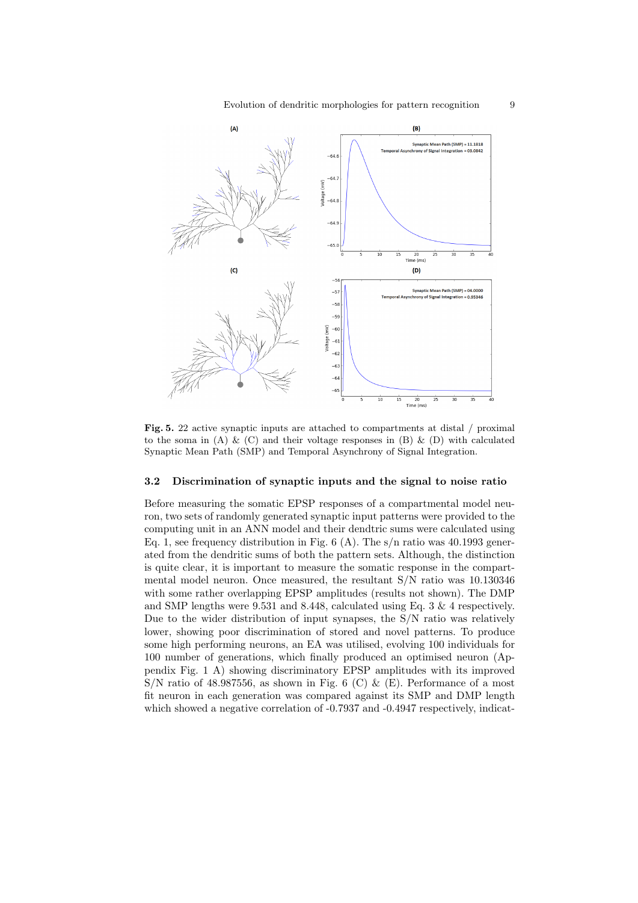(A)

(B)

Synaptic Mean Path (SMP) = 11.1818
Temporal Asynchrony of Signal Integration = 03.0842

−64.6
−64.7
−64.8
−64.9
−65.0

Voltage (mV)

0 5 10 15 20 25 30 35 40
Time (ms)

(C)

(D)

Synaptic Mean Path (SMP) = 04.0000
Temporal Asynchrony of Signal Integration = 0.95346

−56
−57
−58
−59
−60
−61
−62
−63
−64
−65

Voltage (mV)

0 5 10 15 20 25 30 35 40
Time (ms)

**Fig. 5.** 22 active synaptic inputs are attached to compartments at distal / proximal to the soma in (A) & (C) and their voltage responses in (B) & (D) with calculated Synaptic Mean Path (SMP) and Temporal Asynchrony of Signal Integration.

### 3.2 Discrimination of synaptic inputs and the signal to noise ratio

Before measuring the somatic EPSP responses of a compartmental model neuron, two sets of randomly generated synaptic input patterns were provided to the computing unit in an ANN model and their dendtric sums were calculated using Eq. 1, see frequency distribution in Fig. 6 (A). The s/n ratio was 40.1993 generated from the dendritic sums of both the pattern sets. Although, the distinction is quite clear, it is important to measure the somatic response in the compartmental model neuron. Once measured, the resultant S/N ratio was 10.130346 with some rather overlapping EPSP amplitudes (results not shown). The DMP and SMP lengths were 9.531 and 8.448, calculated using Eq. 3 & 4 respectively. Due to the wider distribution of input synapses, the S/N ratio was relatively lower, showing poor discrimination of stored and novel patterns. To produce some high performing neurons, an EA was utilised, evolving 100 individuals for 100 number of generations, which finally produced an optimised neuron (Appendix Fig. 1 A) showing discriminatory EPSP amplitudes with its improved S/N ratio of 48.987556, as shown in Fig. 6 (C) & (E). Performance of a most fit neuron in each generation was compared against its SMP and DMP length which showed a negative correlation of -0.7937 and -0.4947 respectively, indicat-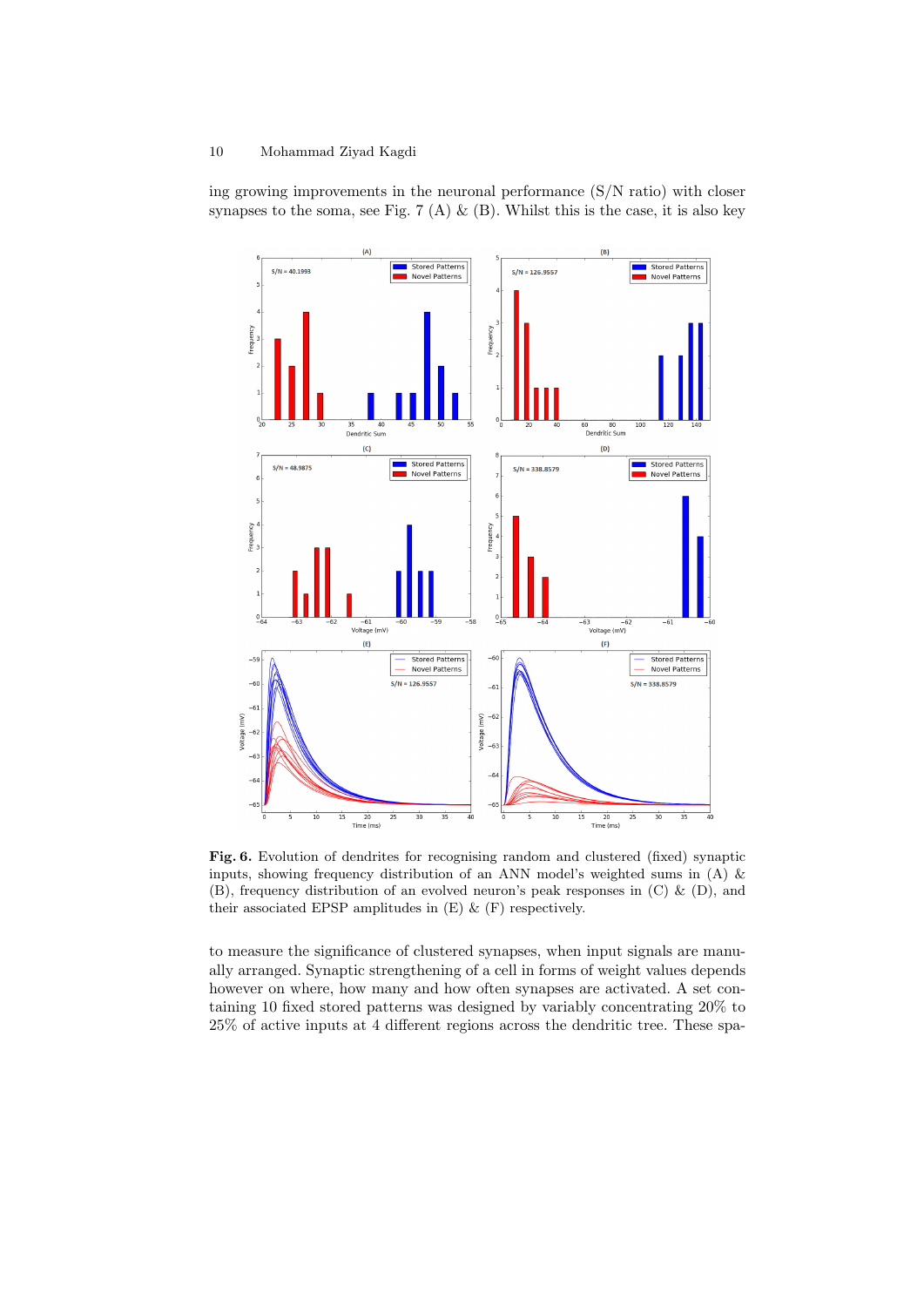ing growing improvements in the neuronal performance (S/N ratio) with closer synapses to the soma, see Fig. 7 (A) & (B). Whilst this is the case, it is also key

(A)
S/N = 40.1993
Stored Patterns
Novel Patterns
Frequency
Dendritic Sum

(B)
S/N = 126.9557
Stored Patterns
Novel Patterns
Frequency
Dendritic Sum

(C)
S/N = 48.9875
Stored Patterns
Novel Patterns
Frequency
Voltage (mV)

(D)
S/N = 338.8579
Stored Patterns
Novel Patterns
Frequency
Voltage (mV)

(E)
Stored Patterns
Novel Patterns
S/N = 126.9557
Voltage (mV)
Time (ms)

(F)
Stored Patterns
Novel Patterns
S/N = 338.8579
Voltage (mV)
Time (ms)

**Fig. 6.** Evolution of dendrites for recognising random and clustered (fixed) synaptic inputs, showing frequency distribution of an ANN model's weighted sums in (A) & (B), frequency distribution of an evolved neuron's peak responses in (C) & (D), and their associated EPSP amplitudes in (E) & (F) respectively.

to measure the significance of clustered synapses, when input signals are manually arranged. Synaptic strengthening of a cell in forms of weight values depends however on where, how many and how often synapses are activated. A set containing 10 fixed stored patterns was designed by variably concentrating 20% to 25% of active inputs at 4 different regions across the dendritic tree. These spa-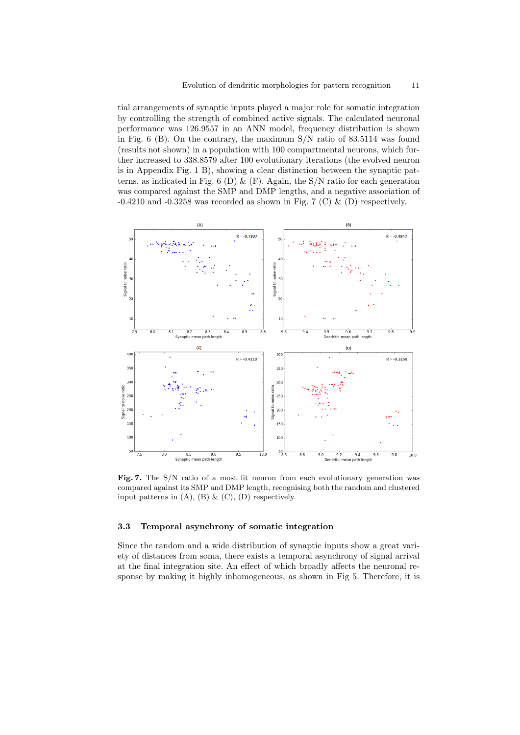tial arrangements of synaptic inputs played a major role for somatic integration by controlling the strength of combined active signals. The calculated neuronal performance was 126.9557 in an ANN model, frequency distribution is shown in Fig. 6 (B). On the contrary, the maximum S/N ratio of 83.5114 was found (results not shown) in a population with 100 compartmental neurons, which further increased to 338.8579 after 100 evolutionary iterations (the evolved neuron is in Appendix Fig. 1 B), showing a clear distinction between the synaptic patterns, as indicated in Fig. 6 (D) & (F). Again, the S/N ratio for each generation was compared against the SMP and DMP lengths, and a negative association of -0.4210 and -0.3258 was recorded as shown in Fig. 7 (C) & (D) respectively.

(A)
R = -0.7937
Signal to noise ratio
Synaptic mean path length

(B)
R = -0.4947
Signal to noise ratio
Dendritic mean path length

(C)
R = -0.4210
Signal to noise ratio
Synaptic mean path length

(D)
R = -0.3258
Signal to noise ratio
Dendritic mean path length

**Fig. 7.** The S/N ratio of a most fit neuron from each evolutionary generation was compared against its SMP and DMP length, recognising both the random and clustered input patterns in (A), (B) & (C), (D) respectively.

### 3.3 Temporal asynchrony of somatic integration

Since the random and a wide distribution of synaptic inputs show a great variety of distances from soma, there exists a temporal asynchrony of signal arrival at the final integration site. An effect of which broadly affects the neuronal response by making it highly inhomogeneous, as shown in Fig 5. Therefore, it is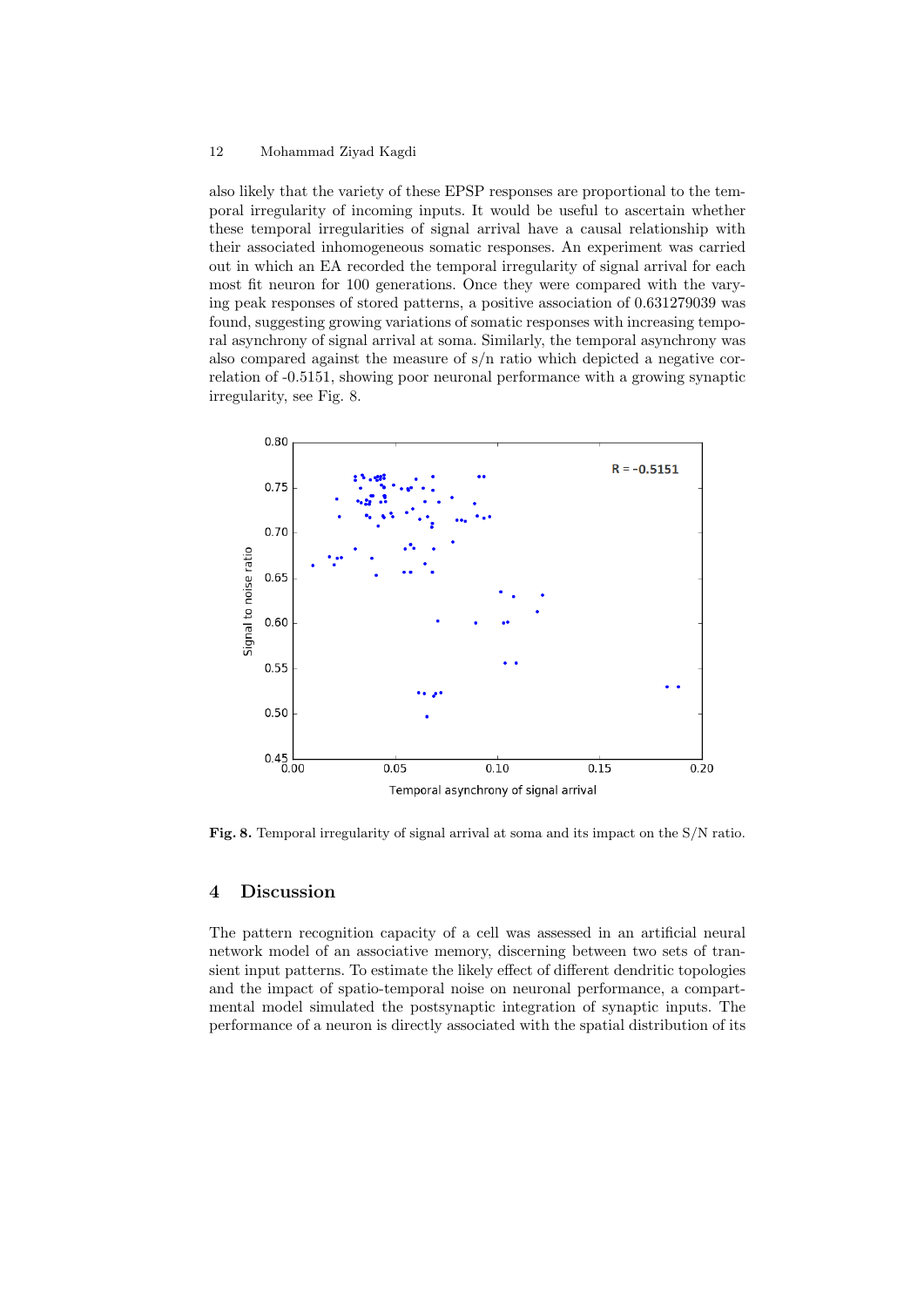also likely that the variety of these EPSP responses are proportional to the temporal irregularity of incoming inputs. It would be useful to ascertain whether these temporal irregularities of signal arrival have a causal relationship with their associated inhomogeneous somatic responses. An experiment was carried out in which an EA recorded the temporal irregularity of signal arrival for each most fit neuron for 100 generations. Once they were compared with the varying peak responses of stored patterns, a positive association of 0.631279039 was found, suggesting growing variations of somatic responses with increasing temporal asynchrony of signal arrival at soma. Similarly, the temporal asynchrony was also compared against the measure of s/n ratio which depicted a negative correlation of -0.5151, showing poor neuronal performance with a growing synaptic irregularity, see Fig. 8.

R = -0.5151

Signal to noise ratio

0.80
0.75
0.70
0.65
0.60
0.55
0.50
0.45

0.00
0.05
0.10
0.15
0.20

Temporal asynchrony of signal arrival

**Fig. 8.** Temporal irregularity of signal arrival at soma and its impact on the S/N ratio.

## 4 Discussion

The pattern recognition capacity of a cell was assessed in an artificial neural network model of an associative memory, discerning between two sets of transient input patterns. To estimate the likely effect of different dendritic topologies and the impact of spatio-temporal noise on neuronal performance, a compartmental model simulated the postsynaptic integration of synaptic inputs. The performance of a neuron is directly associated with the spatial distribution of its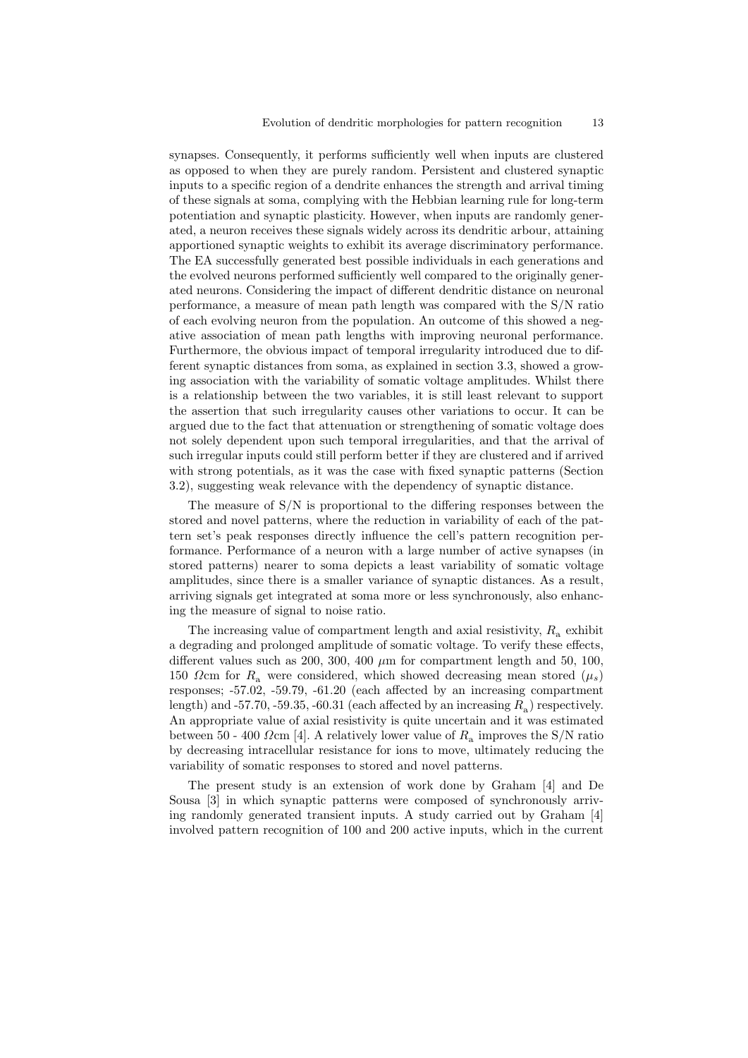synapses. Consequently, it performs sufficiently well when inputs are clustered as opposed to when they are purely random. Persistent and clustered synaptic inputs to a specific region of a dendrite enhances the strength and arrival timing of these signals at soma, complying with the Hebbian learning rule for long-term potentiation and synaptic plasticity. However, when inputs are randomly generated, a neuron receives these signals widely across its dendritic arbour, attaining apportioned synaptic weights to exhibit its average discriminatory performance. The EA successfully generated best possible individuals in each generations and the evolved neurons performed sufficiently well compared to the originally generated neurons. Considering the impact of different dendritic distance on neuronal performance, a measure of mean path length was compared with the S/N ratio of each evolving neuron from the population. An outcome of this showed a negative association of mean path lengths with improving neuronal performance. Furthermore, the obvious impact of temporal irregularity introduced due to different synaptic distances from soma, as explained in section 3.3, showed a growing association with the variability of somatic voltage amplitudes. Whilst there is a relationship between the two variables, it is still least relevant to support the assertion that such irregularity causes other variations to occur. It can be argued due to the fact that attenuation or strengthening of somatic voltage does not solely dependent upon such temporal irregularities, and that the arrival of such irregular inputs could still perform better if they are clustered and if arrived with strong potentials, as it was the case with fixed synaptic patterns (Section 3.2), suggesting weak relevance with the dependency of synaptic distance.

The measure of S/N is proportional to the differing responses between the stored and novel patterns, where the reduction in variability of each of the pattern set's peak responses directly influence the cell's pattern recognition performance. Performance of a neuron with a large number of active synapses (in stored patterns) nearer to soma depicts a least variability of somatic voltage amplitudes, since there is a smaller variance of synaptic distances. As a result, arriving signals get integrated at soma more or less synchronously, also enhancing the measure of signal to noise ratio.

The increasing value of compartment length and axial resistivity, $R_\mathrm{a}$ exhibit a degrading and prolonged amplitude of somatic voltage. To verify these effects, different values such as 200, 300, 400 $\mu$m for compartment length and 50, 100, 150 $\Omega$cm for $R_\mathrm{a}$ were considered, which showed decreasing mean stored ($\mu_s$) responses; -57.02, -59.79, -61.20 (each affected by an increasing compartment length) and -57.70, -59.35, -60.31 (each affected by an increasing $R_\mathrm{a}$) respectively. An appropriate value of axial resistivity is quite uncertain and it was estimated between 50 - 400 $\Omega$cm [4]. A relatively lower value of $R_\mathrm{a}$ improves the S/N ratio by decreasing intracellular resistance for ions to move, ultimately reducing the variability of somatic responses to stored and novel patterns.

The present study is an extension of work done by Graham [4] and De Sousa [3] in which synaptic patterns were composed of synchronously arriving randomly generated transient inputs. A study carried out by Graham [4] involved pattern recognition of 100 and 200 active inputs, which in the current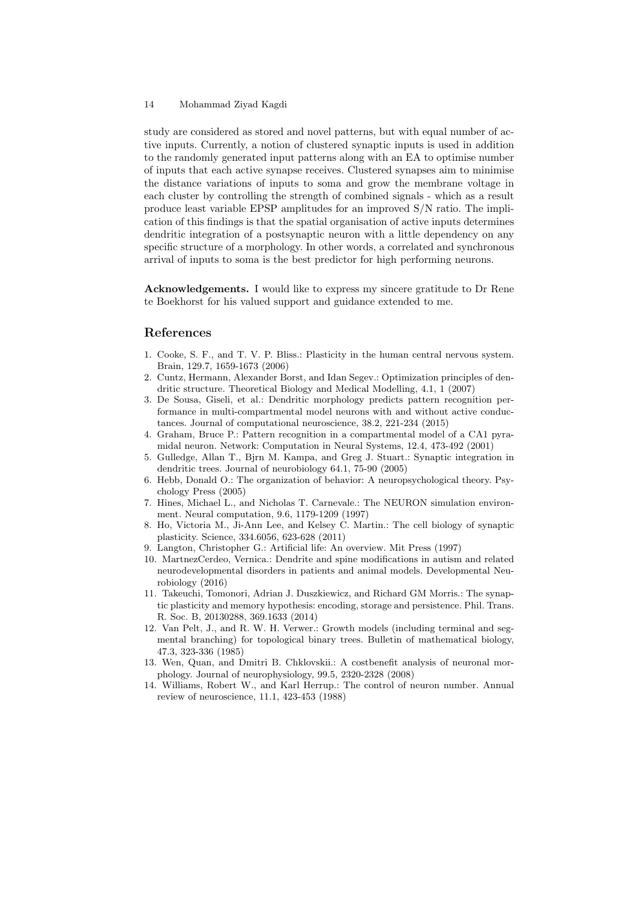study are considered as stored and novel patterns, but with equal number of active inputs. Currently, a notion of clustered synaptic inputs is used in addition to the randomly generated input patterns along with an EA to optimise number of inputs that each active synapse receives. Clustered synapses aim to minimise the distance variations of inputs to soma and grow the membrane voltage in each cluster by controlling the strength of combined signals - which as a result produce least variable EPSP amplitudes for an improved S/N ratio. The implication of this findings is that the spatial organisation of active inputs determines dendritic integration of a postsynaptic neuron with a little dependency on any specific structure of a morphology. In other words, a correlated and synchronous arrival of inputs to soma is the best predictor for high performing neurons.

**Acknowledgements.** I would like to express my sincere gratitude to Dr Rene te Boekhorst for his valued support and guidance extended to me.

## References

1. Cooke, S. F., and T. V. P. Bliss.: Plasticity in the human central nervous system. Brain, 129.7, 1659-1673 (2006)
2. Cuntz, Hermann, Alexander Borst, and Idan Segev.: Optimization principles of dendritic structure. Theoretical Biology and Medical Modelling, 4.1, 1 (2007)
3. De Sousa, Giseli, et al.: Dendritic morphology predicts pattern recognition performance in multi-compartmental model neurons with and without active conductances. Journal of computational neuroscience, 38.2, 221-234 (2015)
4. Graham, Bruce P.: Pattern recognition in a compartmental model of a CA1 pyramidal neuron. Network: Computation in Neural Systems, 12.4, 473-492 (2001)
5. Gulledge, Allan T., Bjrn M. Kampa, and Greg J. Stuart.: Synaptic integration in dendritic trees. Journal of neurobiology 64.1, 75-90 (2005)
6. Hebb, Donald O.: The organization of behavior: A neuropsychological theory. Psychology Press (2005)
7. Hines, Michael L., and Nicholas T. Carnevale.: The NEURON simulation environment. Neural computation, 9.6, 1179-1209 (1997)
8. Ho, Victoria M., Ji-Ann Lee, and Kelsey C. Martin.: The cell biology of synaptic plasticity. Science, 334.6056, 623-628 (2011)
9. Langton, Christopher G.: Artificial life: An overview. Mit Press (1997)
10. MartnezCerdeo, Vernica.: Dendrite and spine modifications in autism and related neurodevelopmental disorders in patients and animal models. Developmental Neurobiology (2016)
11. Takeuchi, Tomonori, Adrian J. Duszkiewicz, and Richard GM Morris.: The synaptic plasticity and memory hypothesis: encoding, storage and persistence. Phil. Trans. R. Soc. B, 20130288, 369.1633 (2014)
12. Van Pelt, J., and R. W. H. Verwer.: Growth models (including terminal and segmental branching) for topological binary trees. Bulletin of mathematical biology, 47.3, 323-336 (1985)
13. Wen, Quan, and Dmitri B. Chklovskii.: A costbenefit analysis of neuronal morphology. Journal of neurophysiology, 99.5, 2320-2328 (2008)
14. Williams, Robert W., and Karl Herrup.: The control of neuron number. Annual review of neuroscience, 11.1, 423-453 (1988)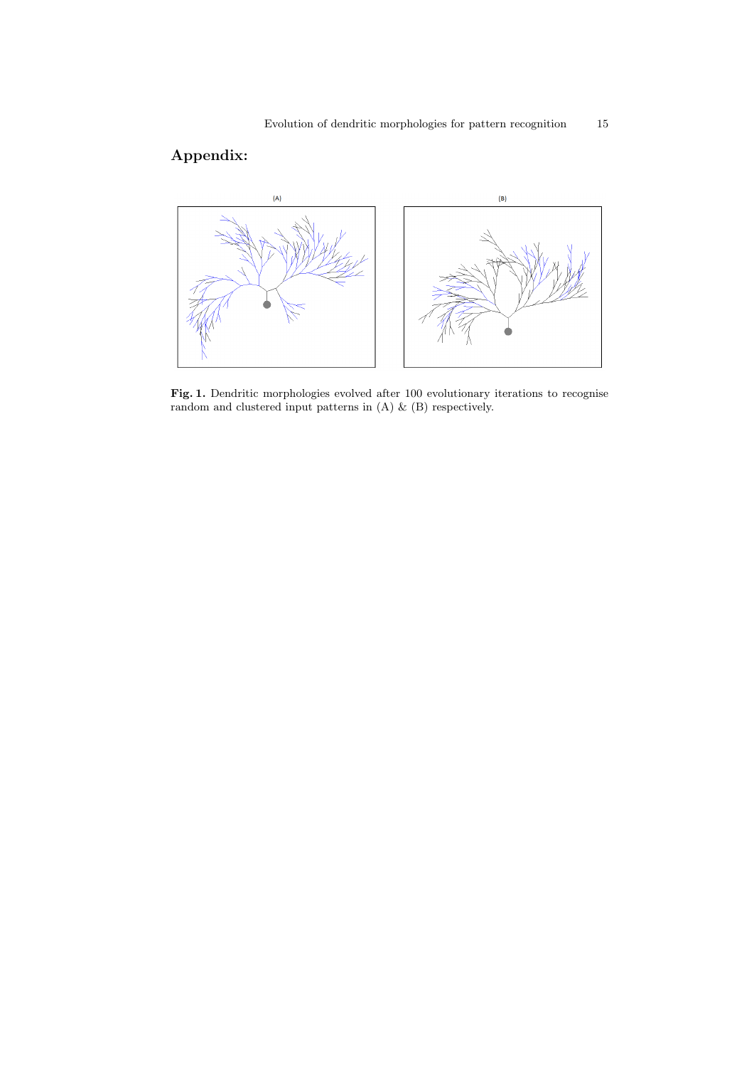## Appendix:

(A)

(B)

**Fig. 1.** Dendritic morphologies evolved after 100 evolutionary iterations to recognise random and clustered input patterns in (A) & (B) respectively.